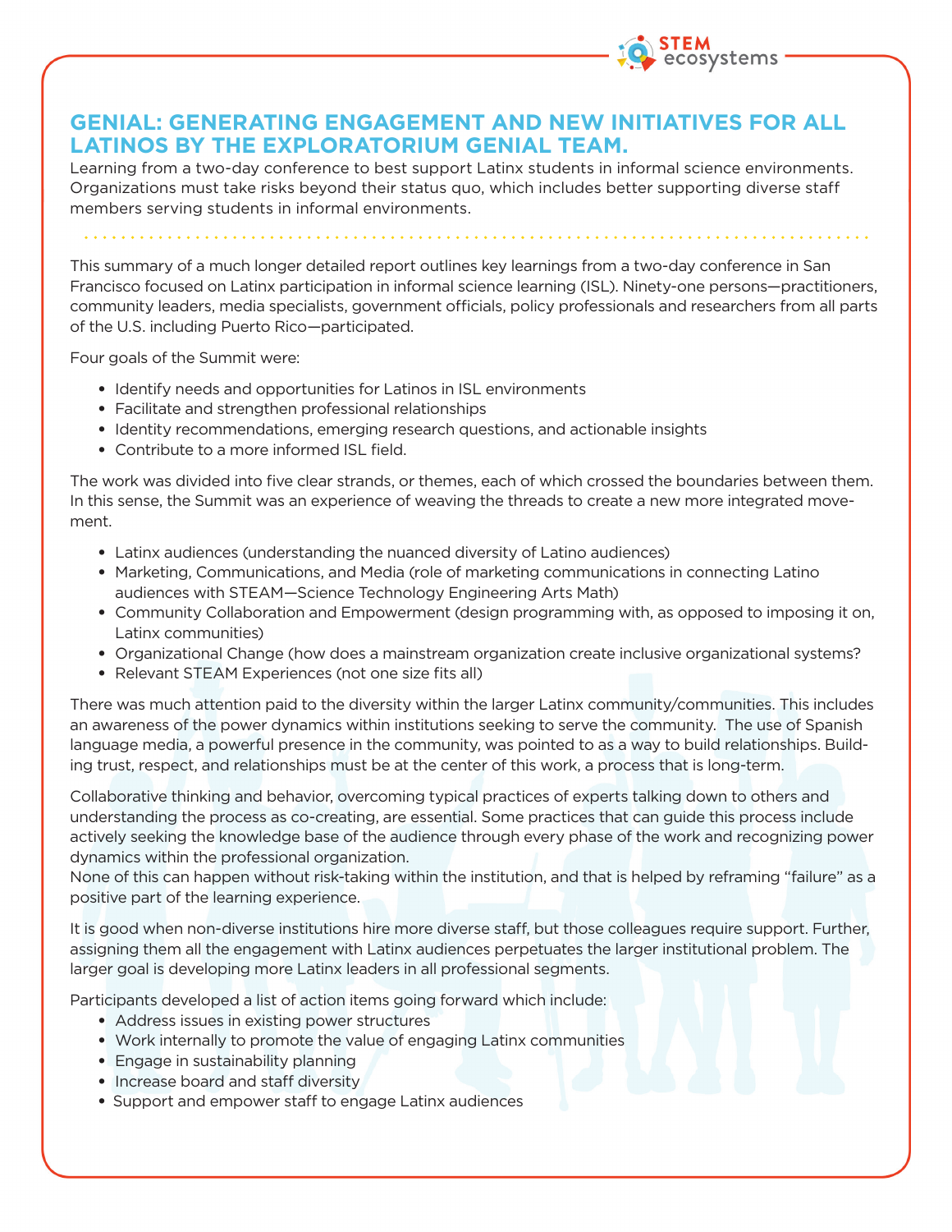# GENIAL: GENERATING ENGAGEMENT AND NEW INITIATIVES FOR ALL LATINOS BY THE EXPLORATORIUM GENIAL TEAM.

Learning from a two-day conference to best support Latinx students in informal science environments. Organizations must take risks beyond their status quo, which includes better supporting diverse staff members serving students in informal environments.

This summary of a much longer detailed report outlines key learnings from a two-day conference in San Francisco focused on Latinx participation in informal science learning (ISL). Ninety-one persons—practitioners, community leaders, media specialists, government officials, policy professionals and researchers from all parts of the U.S. including Puerto Rico—participated.

Four goals of the Summit were:

- Identify needs and opportunities for Latinos in ISL environments
- Facilitate and strengthen professional relationships
- Identity recommendations, emerging research questions, and actionable insights
- Contribute to a more informed ISL field.

The work was divided into five clear strands, or themes, each of which crossed the boundaries between them. In this sense, the Summit was an experience of weaving the threads to create a new more integrated movement.

- Latinx audiences (understanding the nuanced diversity of Latino audiences)
- Marketing, Communications, and Media (role of marketing communications in connecting Latino audiences with STEAM—Science Technology Engineering Arts Math)
- Community Collaboration and Empowerment (design programming with, as opposed to imposing it on, Latinx communities)
- Organizational Change (how does a mainstream organization create inclusive organizational systems?
- Relevant STEAM Experiences (not one size fits all)

There was much attention paid to the diversity within the larger Latinx community/communities. This includes an awareness of the power dynamics within institutions seeking to serve the community. The use of Spanish language media, a powerful presence in the community, was pointed to as a way to build relationships. Building trust, respect, and relationships must be at the center of this work, a process that is long-term.

Collaborative thinking and behavior, overcoming typical practices of experts talking down to others and understanding the process as co-creating, are essential. Some practices that can guide this process include actively seeking the knowledge base of the audience through every phase of the work and recognizing power dynamics within the professional organization.
None of this can happen without risk-taking within the institution, and that is helped by reframing "failure" as a positive part of the learning experience.

It is good when non-diverse institutions hire more diverse staff, but those colleagues require support. Further, assigning them all the engagement with Latinx audiences perpetuates the larger institutional problem. The larger goal is developing more Latinx leaders in all professional segments.

Participants developed a list of action items going forward which include:

- Address issues in existing power structures
- Work internally to promote the value of engaging Latinx communities
- Engage in sustainability planning
- Increase board and staff diversity
- Support and empower staff to engage Latinx audiences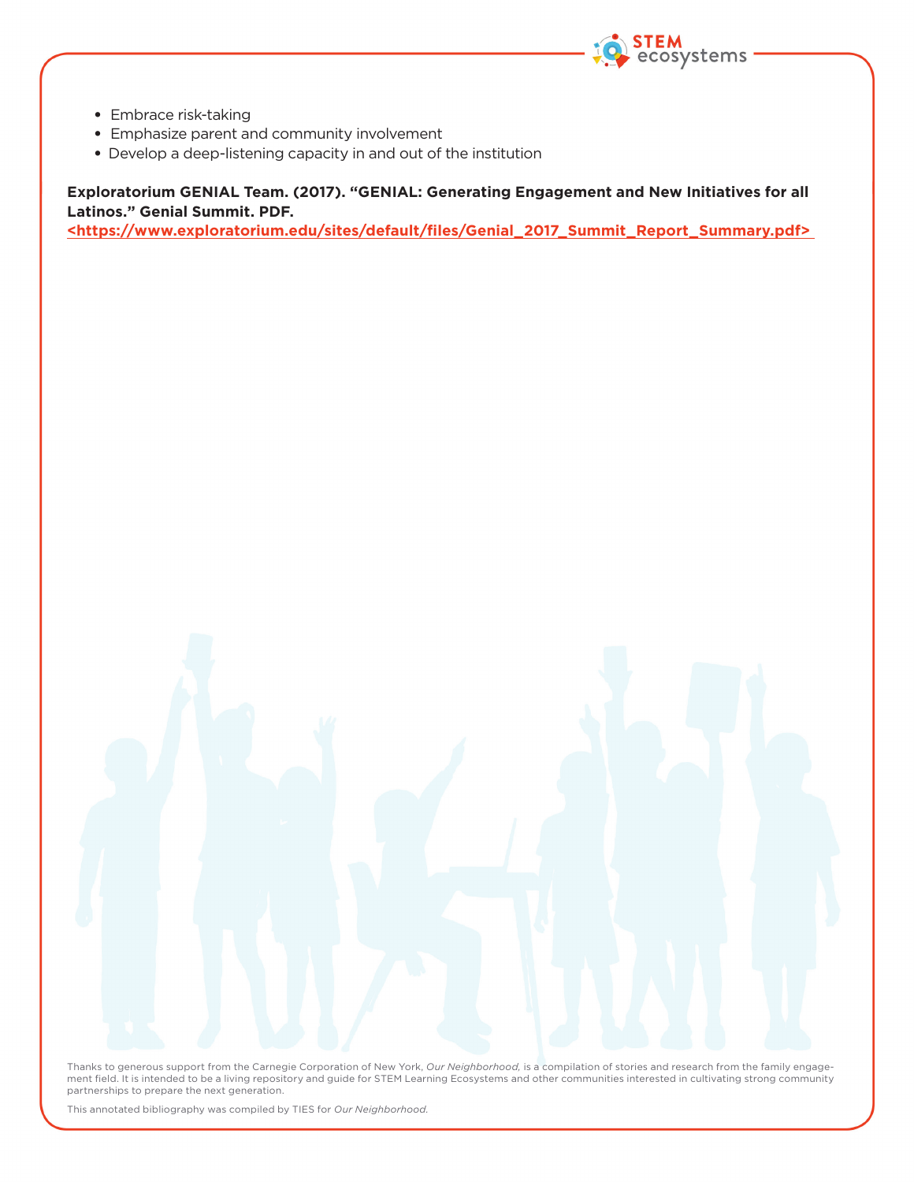- Embrace risk-taking
- Emphasize parent and community involvement
- Develop a deep-listening capacity in and out of the institution

**Exploratorium GENIAL Team. (2017). "GENIAL: Generating Engagement and New Initiatives for all Latinos." Genial Summit. PDF.**
**<https://www.exploratorium.edu/sites/default/files/Genial_2017_Summit_Report_Summary.pdf>**

Thanks to generous support from the Carnegie Corporation of New York, *Our Neighborhood,* is a compilation of stories and research from the family engagement field. It is intended to be a living repository and guide for STEM Learning Ecosystems and other communities interested in cultivating strong community partnerships to prepare the next generation.

This annotated bibliography was compiled by TIES for *Our Neighborhood.*